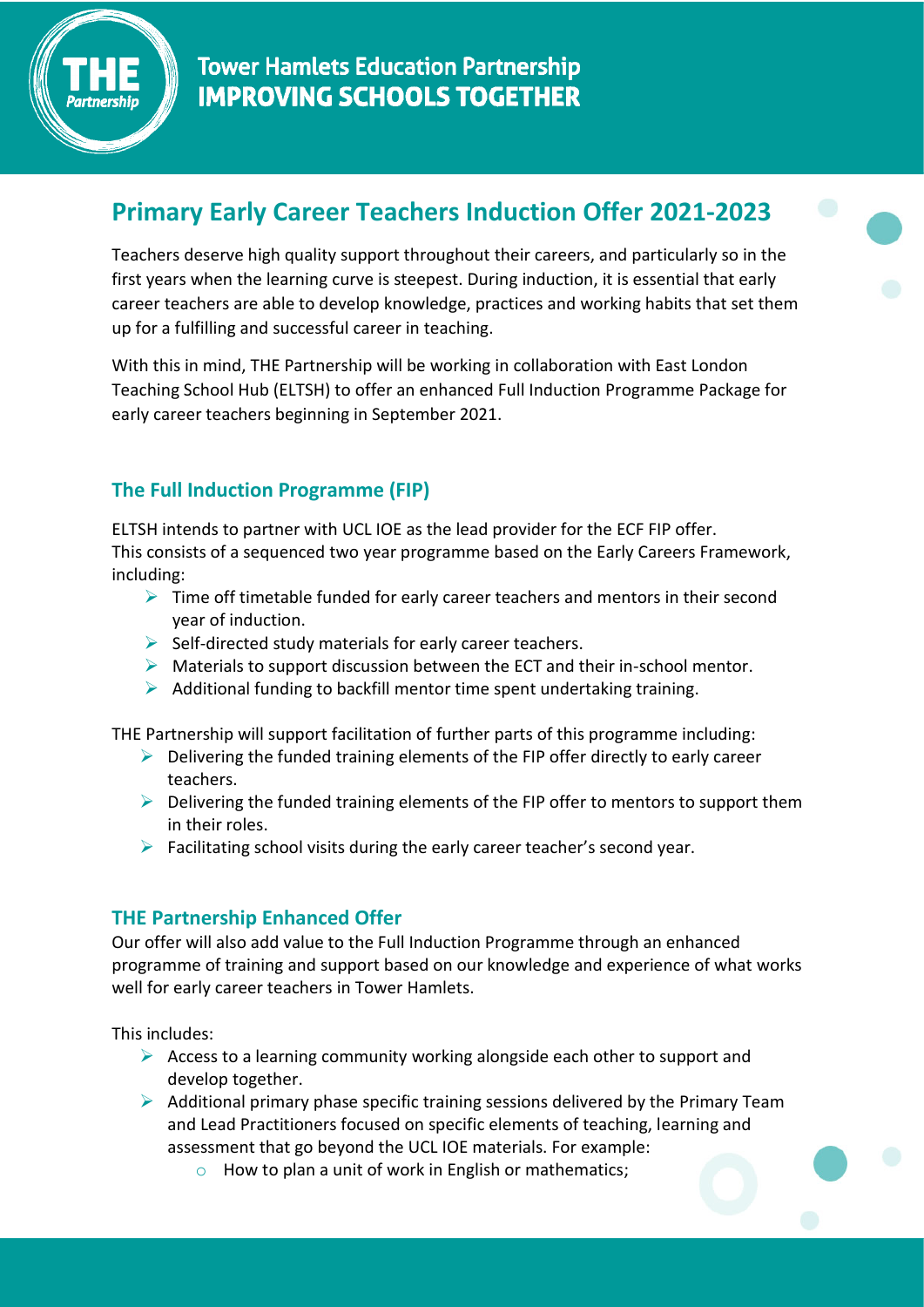Tower Hamlets Education Partnership
**IMPROVING SCHOOLS TOGETHER**

# Primary Early Career Teachers Induction Offer 2021-2023

Teachers deserve high quality support throughout their careers, and particularly so in the first years when the learning curve is steepest. During induction, it is essential that early career teachers are able to develop knowledge, practices and working habits that set them up for a fulfilling and successful career in teaching.

With this in mind, THE Partnership will be working in collaboration with East London Teaching School Hub (ELTSH) to offer an enhanced Full Induction Programme Package for early career teachers beginning in September 2021.

## The Full Induction Programme (FIP)

ELTSH intends to partner with UCL IOE as the lead provider for the ECF FIP offer.
This consists of a sequenced two year programme based on the Early Careers Framework, including:

- Time off timetable funded for early career teachers and mentors in their second year of induction.
- Self-directed study materials for early career teachers.
- Materials to support discussion between the ECT and their in-school mentor.
- Additional funding to backfill mentor time spent undertaking training.

THE Partnership will support facilitation of further parts of this programme including:

- Delivering the funded training elements of the FIP offer directly to early career teachers.
- Delivering the funded training elements of the FIP offer to mentors to support them in their roles.
- Facilitating school visits during the early career teacher's second year.

## THE Partnership Enhanced Offer

Our offer will also add value to the Full Induction Programme through an enhanced programme of training and support based on our knowledge and experience of what works well for early career teachers in Tower Hamlets.

This includes:

- Access to a learning community working alongside each other to support and develop together.
- Additional primary phase specific training sessions delivered by the Primary Team and Lead Practitioners focused on specific elements of teaching, learning and assessment that go beyond the UCL IOE materials. For example:
  - How to plan a unit of work in English or mathematics;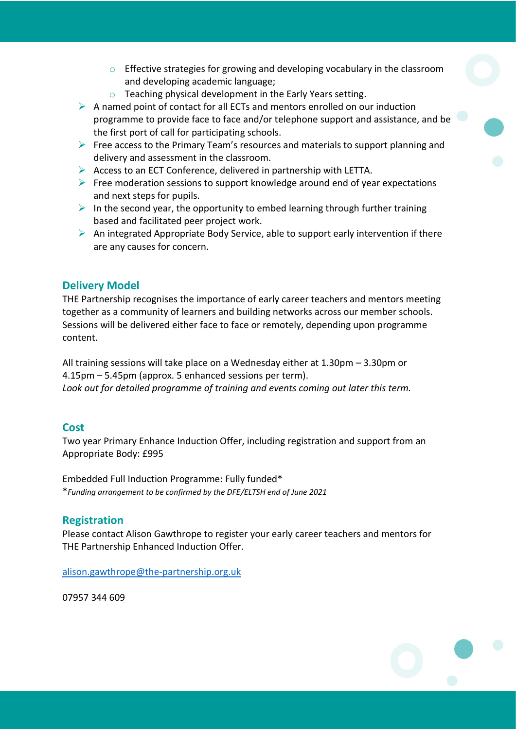- Effective strategies for growing and developing vocabulary in the classroom and developing academic language;
  - Teaching physical development in the Early Years setting.
- A named point of contact for all ECTs and mentors enrolled on our induction programme to provide face to face and/or telephone support and assistance, and be the first port of call for participating schools.
- Free access to the Primary Team's resources and materials to support planning and delivery and assessment in the classroom.
- Access to an ECT Conference, delivered in partnership with LETTA.
- Free moderation sessions to support knowledge around end of year expectations and next steps for pupils.
- In the second year, the opportunity to embed learning through further training based and facilitated peer project work.
- An integrated Appropriate Body Service, able to support early intervention if there are any causes for concern.

## Delivery Model

THE Partnership recognises the importance of early career teachers and mentors meeting together as a community of learners and building networks across our member schools. Sessions will be delivered either face to face or remotely, depending upon programme content.

All training sessions will take place on a Wednesday either at 1.30pm – 3.30pm or 4.15pm – 5.45pm (approx. 5 enhanced sessions per term).
*Look out for detailed programme of training and events coming out later this term.*

## Cost

Two year Primary Enhance Induction Offer, including registration and support from an Appropriate Body: £995

Embedded Full Induction Programme: Fully funded*
**Funding arrangement to be confirmed by the DFE/ELTSH end of June 2021*

## Registration

Please contact Alison Gawthrope to register your early career teachers and mentors for THE Partnership Enhanced Induction Offer.

alison.gawthrope@the-partnership.org.uk

07957 344 609